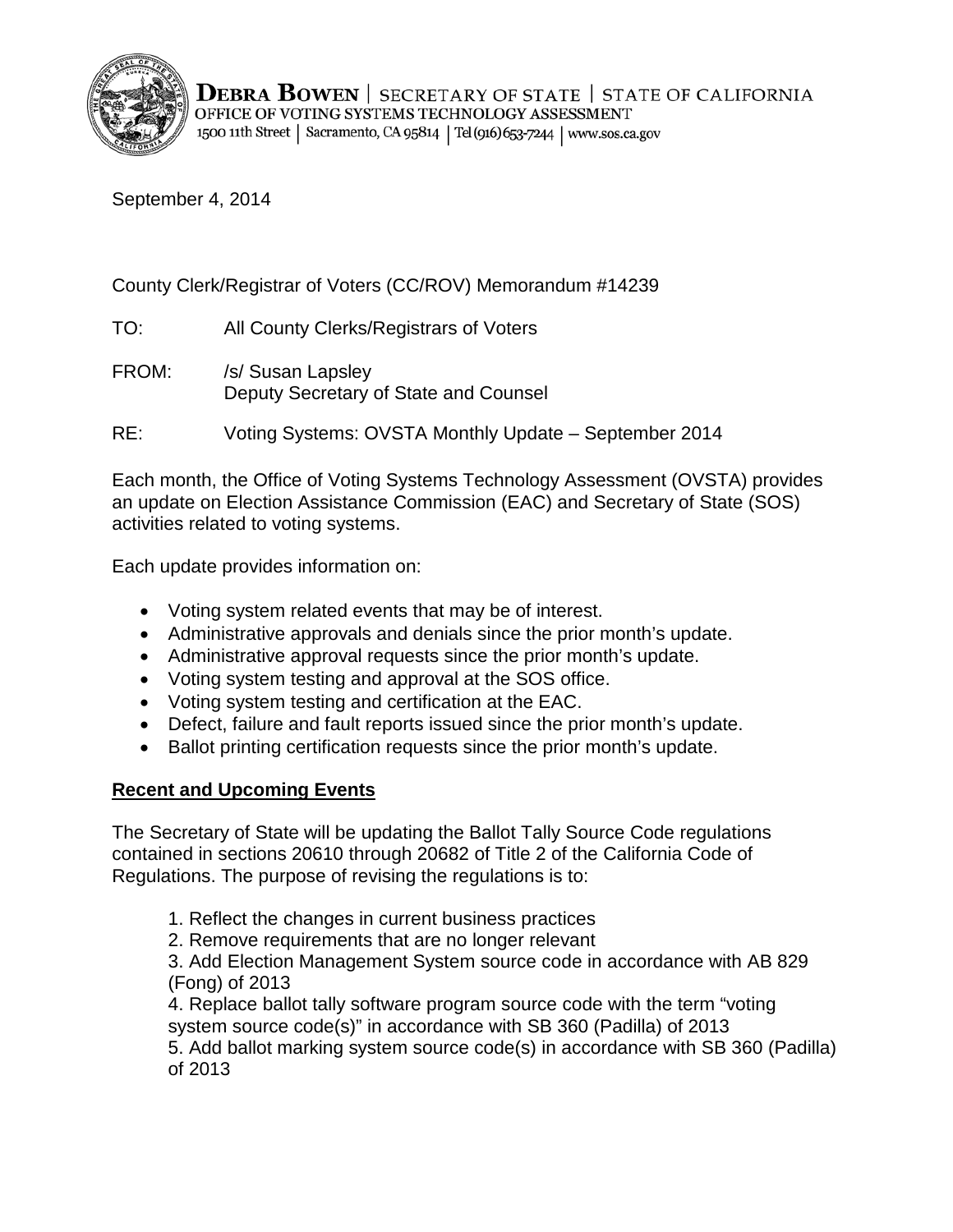**DEBRA BOWEN** | SECRETARY OF STATE | STATE OF CALIFORNIA
OFFICE OF VOTING SYSTEMS TECHNOLOGY ASSESSMENT
1500 11th Street | Sacramento, CA 95814 | Tel (916) 653-7244 | www.sos.ca.gov

September 4, 2014

County Clerk/Registrar of Voters (CC/ROV) Memorandum #14239

TO: All County Clerks/Registrars of Voters

FROM: /s/ Susan Lapsley
Deputy Secretary of State and Counsel

RE: Voting Systems: OVSTA Monthly Update – September 2014

Each month, the Office of Voting Systems Technology Assessment (OVSTA) provides an update on Election Assistance Commission (EAC) and Secretary of State (SOS) activities related to voting systems.

Each update provides information on:

- Voting system related events that may be of interest.
- Administrative approvals and denials since the prior month's update.
- Administrative approval requests since the prior month's update.
- Voting system testing and approval at the SOS office.
- Voting system testing and certification at the EAC.
- Defect, failure and fault reports issued since the prior month's update.
- Ballot printing certification requests since the prior month's update.

## Recent and Upcoming Events

The Secretary of State will be updating the Ballot Tally Source Code regulations contained in sections 20610 through 20682 of Title 2 of the California Code of Regulations. The purpose of revising the regulations is to:

1. Reflect the changes in current business practices
2. Remove requirements that are no longer relevant
3. Add Election Management System source code in accordance with AB 829 (Fong) of 2013
4. Replace ballot tally software program source code with the term "voting system source code(s)" in accordance with SB 360 (Padilla) of 2013
5. Add ballot marking system source code(s) in accordance with SB 360 (Padilla) of 2013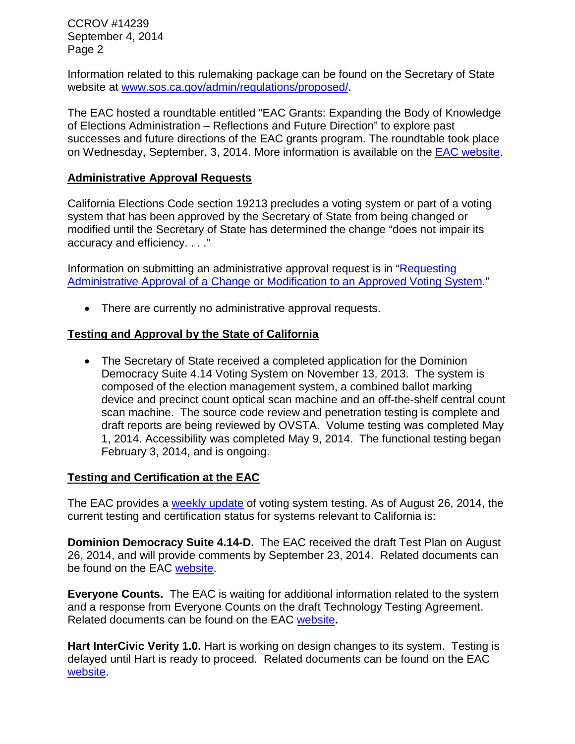Information related to this rulemaking package can be found on the Secretary of State website at [www.sos.ca.gov/admin/regulations/proposed/](www.sos.ca.gov/admin/regulations/proposed/).

The EAC hosted a roundtable entitled "EAC Grants: Expanding the Body of Knowledge of Elections Administration – Reflections and Future Direction" to explore past successes and future directions of the EAC grants program. The roundtable took place on Wednesday, September, 3, 2014. More information is available on the EAC website.

## Administrative Approval Requests

California Elections Code section 19213 precludes a voting system or part of a voting system that has been approved by the Secretary of State from being changed or modified until the Secretary of State has determined the change "does not impair its accuracy and efficiency. . . ."

Information on submitting an administrative approval request is in "Requesting Administrative Approval of a Change or Modification to an Approved Voting System."

- There are currently no administrative approval requests.

## Testing and Approval by the State of California

- The Secretary of State received a completed application for the Dominion Democracy Suite 4.14 Voting System on November 13, 2013. The system is composed of the election management system, a combined ballot marking device and precinct count optical scan machine and an off-the-shelf central count scan machine. The source code review and penetration testing is complete and draft reports are being reviewed by OVSTA. Volume testing was completed May 1, 2014. Accessibility was completed May 9, 2014. The functional testing began February 3, 2014, and is ongoing.

## Testing and Certification at the EAC

The EAC provides a weekly update of voting system testing. As of August 26, 2014, the current testing and certification status for systems relevant to California is:

**Dominion Democracy Suite 4.14-D.** The EAC received the draft Test Plan on August 26, 2014, and will provide comments by September 23, 2014. Related documents can be found on the EAC website.

**Everyone Counts.** The EAC is waiting for additional information related to the system and a response from Everyone Counts on the draft Technology Testing Agreement. Related documents can be found on the EAC website**.**

**Hart InterCivic Verity 1.0.** Hart is working on design changes to its system. Testing is delayed until Hart is ready to proceed. Related documents can be found on the EAC website.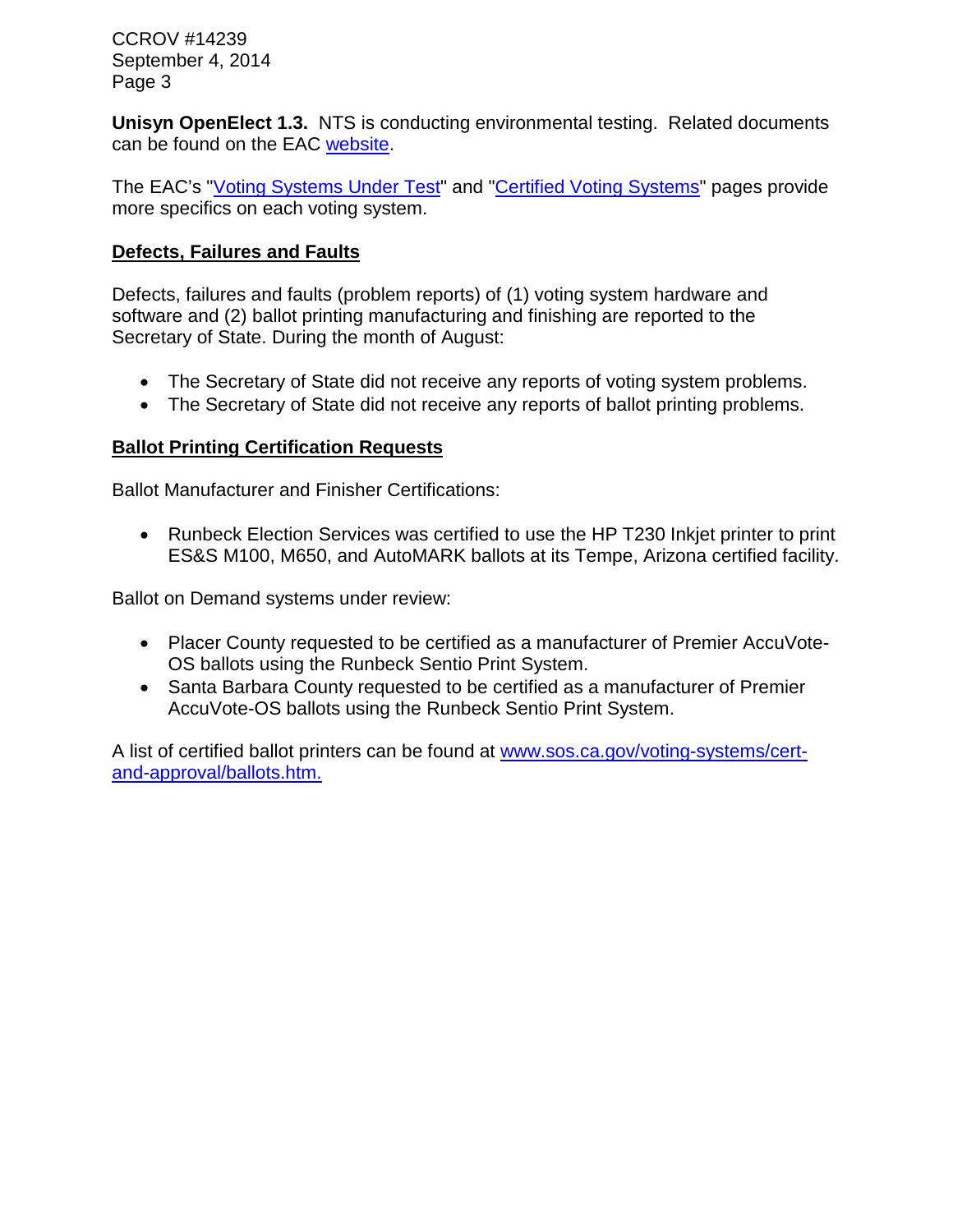**Unisyn OpenElect 1.3.** NTS is conducting environmental testing. Related documents can be found on the EAC website.

The EAC's "Voting Systems Under Test" and "Certified Voting Systems" pages provide more specifics on each voting system.

## Defects, Failures and Faults

Defects, failures and faults (problem reports) of (1) voting system hardware and software and (2) ballot printing manufacturing and finishing are reported to the Secretary of State. During the month of August:

- The Secretary of State did not receive any reports of voting system problems.
- The Secretary of State did not receive any reports of ballot printing problems.

## Ballot Printing Certification Requests

Ballot Manufacturer and Finisher Certifications:

- Runbeck Election Services was certified to use the HP T230 Inkjet printer to print ES&S M100, M650, and AutoMARK ballots at its Tempe, Arizona certified facility.

Ballot on Demand systems under review:

- Placer County requested to be certified as a manufacturer of Premier AccuVote-OS ballots using the Runbeck Sentio Print System.
- Santa Barbara County requested to be certified as a manufacturer of Premier AccuVote-OS ballots using the Runbeck Sentio Print System.

A list of certified ballot printers can be found at www.sos.ca.gov/voting-systems/cert-and-approval/ballots.htm.